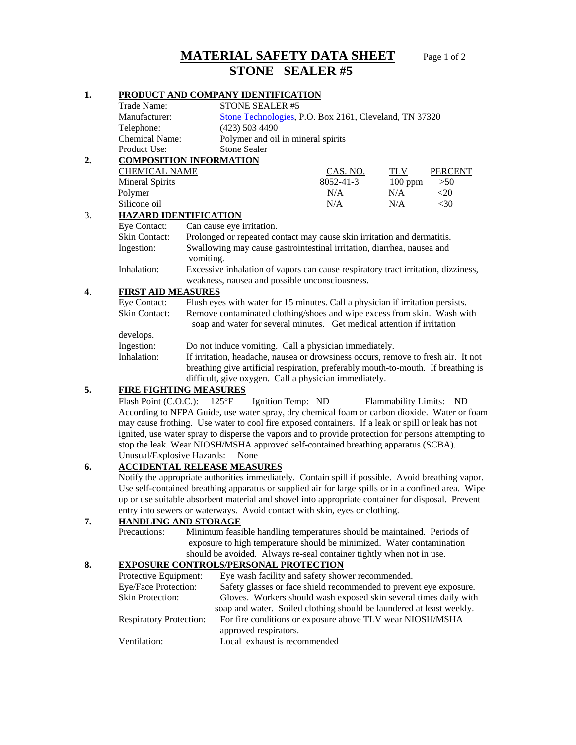# MATERIAL SAFETY DATA SHEET

# STONE SEALER #5

## 1. PRODUCT AND COMPANY IDENTIFICATION

| | |
|---|---|
| Trade Name: | STONE SEALER #5 |
| Manufacturer: | Stone Technologies, P.O. Box 2161, Cleveland, TN 37320 |
| Telephone: | (423) 503 4490 |
| Chemical Name: | Polymer and oil in mineral spirits |
| Product Use: | Stone Sealer |

## 2. COMPOSITION INFORMATION

| CHEMICAL NAME | CAS. NO. | TLV | PERCENT |
|---|---|---|---|
| Mineral Spirits | 8052-41-3 | 100 ppm | >50 |
| Polymer | N/A | N/A | <20 |
| Silicone oil | N/A | N/A | <30 |

## 3. HAZARD IDENTIFICATION

Eye Contact: Can cause eye irritation.

Skin Contact: Prolonged or repeated contact may cause skin irritation and dermatitis.

Ingestion: Swallowing may cause gastrointestinal irritation, diarrhea, nausea and vomiting.

Inhalation: Excessive inhalation of vapors can cause respiratory tract irritation, dizziness, weakness, nausea and possible unconsciousness.

## 4. FIRST AID MEASURES

Eye Contact: Flush eyes with water for 15 minutes. Call a physician if irritation persists.

Skin Contact: Remove contaminated clothing/shoes and wipe excess from skin. Wash with soap and water for several minutes. Get medical attention if irritation develops.

Ingestion: Do not induce vomiting. Call a physician immediately.

Inhalation: If irritation, headache, nausea or drowsiness occurs, remove to fresh air. It not breathing give artificial respiration, preferably mouth-to-mouth. If breathing is difficult, give oxygen. Call a physician immediately.

## 5. FIRE FIGHTING MEASURES

Flash Point (C.O.C.): 125°F Ignition Temp: ND Flammability Limits: ND

According to NFPA Guide, use water spray, dry chemical foam or carbon dioxide. Water or foam may cause frothing. Use water to cool fire exposed containers. If a leak or spill or leak has not ignited, use water spray to disperse the vapors and to provide protection for persons attempting to stop the leak. Wear NIOSH/MSHA approved self-contained breathing apparatus (SCBA).

Unusual/Explosive Hazards: None

## 6. ACCIDENTAL RELEASE MEASURES

Notify the appropriate authorities immediately. Contain spill if possible. Avoid breathing vapor. Use self-contained breathing apparatus or supplied air for large spills or in a confined area. Wipe up or use suitable absorbent material and shovel into appropriate container for disposal. Prevent entry into sewers or waterways. Avoid contact with skin, eyes or clothing.

## 7. HANDLING AND STORAGE

Precautions: Minimum feasible handling temperatures should be maintained. Periods of exposure to high temperature should be minimized. Water contamination should be avoided. Always re-seal container tightly when not in use.

## 8. EXPOSURE CONTROLS/PERSONAL PROTECTION

| | |
|---|---|
| Protective Equipment: | Eye wash facility and safety shower recommended. |
| Eye/Face Protection: | Safety glasses or face shield recommended to prevent eye exposure. |
| Skin Protection: | Gloves. Workers should wash exposed skin several times daily with soap and water. Soiled clothing should be laundered at least weekly. |
| Respiratory Protection: | For fire conditions or exposure above TLV wear NIOSH/MSHA approved respirators. |
| Ventilation: | Local exhaust is recommended |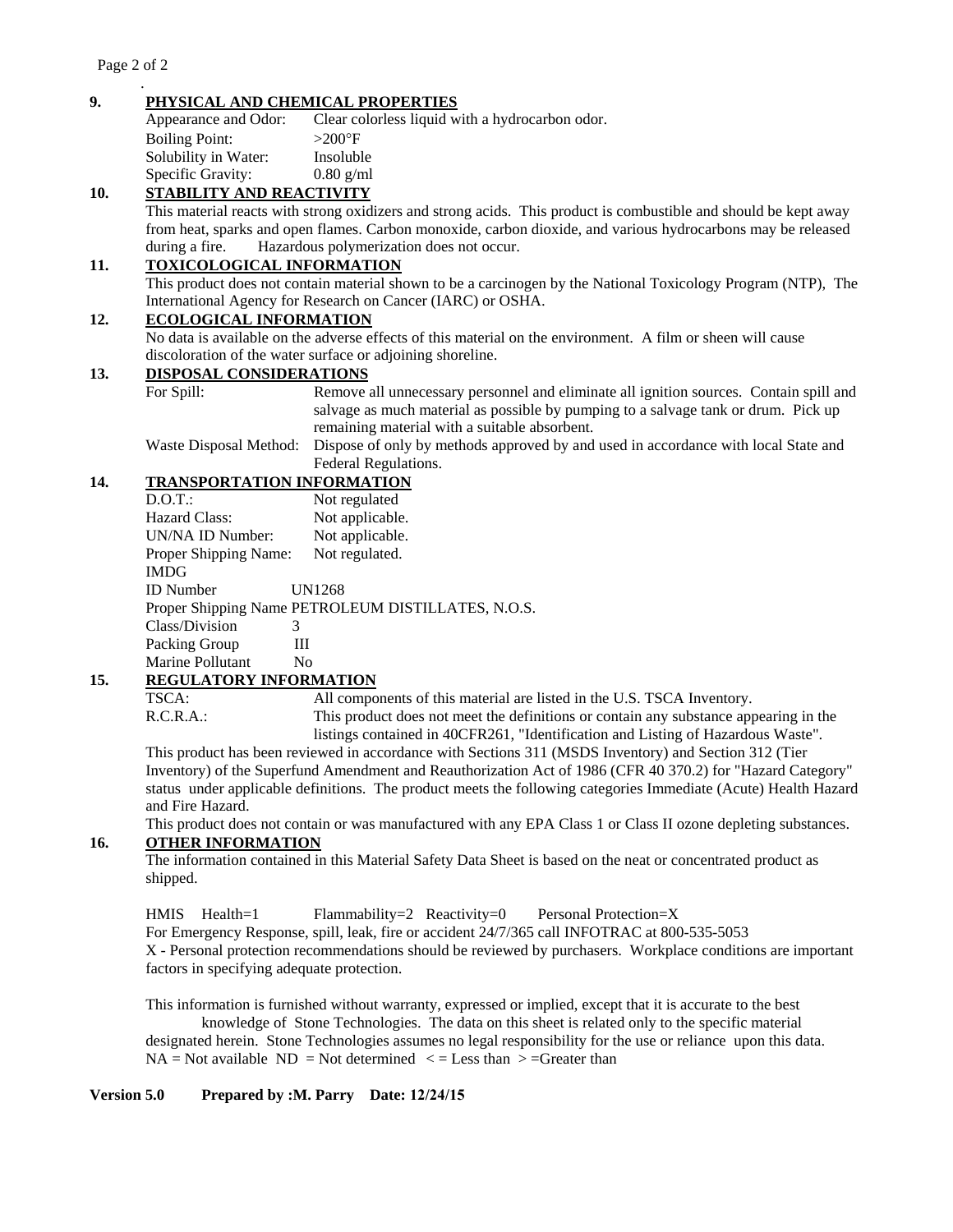## 9. PHYSICAL AND CHEMICAL PROPERTIES

| | |
|---|---|
| Appearance and Odor: | Clear colorless liquid with a hydrocarbon odor. |
| Boiling Point: | >200°F |
| Solubility in Water: | Insoluble |
| Specific Gravity: | 0.80 g/ml |

## 10. STABILITY AND REACTIVITY

This material reacts with strong oxidizers and strong acids. This product is combustible and should be kept away from heat, sparks and open flames. Carbon monoxide, carbon dioxide, and various hydrocarbons may be released during a fire. Hazardous polymerization does not occur.

## 11. TOXICOLOGICAL INFORMATION

This product does not contain material shown to be a carcinogen by the National Toxicology Program (NTP), The International Agency for Research on Cancer (IARC) or OSHA.

## 12. ECOLOGICAL INFORMATION

No data is available on the adverse effects of this material on the environment. A film or sheen will cause discoloration of the water surface or adjoining shoreline.

## 13. DISPOSAL CONSIDERATIONS

| | |
|---|---|
| For Spill: | Remove all unnecessary personnel and eliminate all ignition sources. Contain spill and salvage as much material as possible by pumping to a salvage tank or drum. Pick up remaining material with a suitable absorbent. |
| Waste Disposal Method: | Dispose of only by methods approved by and used in accordance with local State and Federal Regulations. |

## 14. TRANSPORTATION INFORMATION

| | |
|---|---|
| D.O.T.: | Not regulated |
| Hazard Class: | Not applicable. |
| UN/NA ID Number: | Not applicable. |
| Proper Shipping Name: | Not regulated. |

IMDG

| | |
|---|---|
| ID Number | UN1268 |
| Proper Shipping Name | PETROLEUM DISTILLATES, N.O.S. |
| Class/Division | 3 |
| Packing Group | III |
| Marine Pollutant | No |

## 15. REGULATORY INFORMATION

| | |
|---|---|
| TSCA: | All components of this material are listed in the U.S. TSCA Inventory. |
| R.C.R.A.: | This product does not meet the definitions or contain any substance appearing in the listings contained in 40CFR261, "Identification and Listing of Hazardous Waste". |

This product has been reviewed in accordance with Sections 311 (MSDS Inventory) and Section 312 (Tier Inventory) of the Superfund Amendment and Reauthorization Act of 1986 (CFR 40 370.2) for "Hazard Category" status under applicable definitions. The product meets the following categories Immediate (Acute) Health Hazard and Fire Hazard.

This product does not contain or was manufactured with any EPA Class 1 or Class II ozone depleting substances.

## 16. OTHER INFORMATION

The information contained in this Material Safety Data Sheet is based on the neat or concentrated product as shipped.

HMIS Health=1 Flammability=2 Reactivity=0 Personal Protection=X

For Emergency Response, spill, leak, fire or accident 24/7/365 call INFOTRAC at 800-535-5053

X - Personal protection recommendations should be reviewed by purchasers. Workplace conditions are important factors in specifying adequate protection.

This information is furnished without warranty, expressed or implied, except that it is accurate to the best knowledge of Stone Technologies. The data on this sheet is related only to the specific material designated herein. Stone Technologies assumes no legal responsibility for the use or reliance upon this data.

NA = Not available ND = Not determined < = Less than > =Greater than

**Version 5.0 Prepared by :M. Parry Date: 12/24/15**